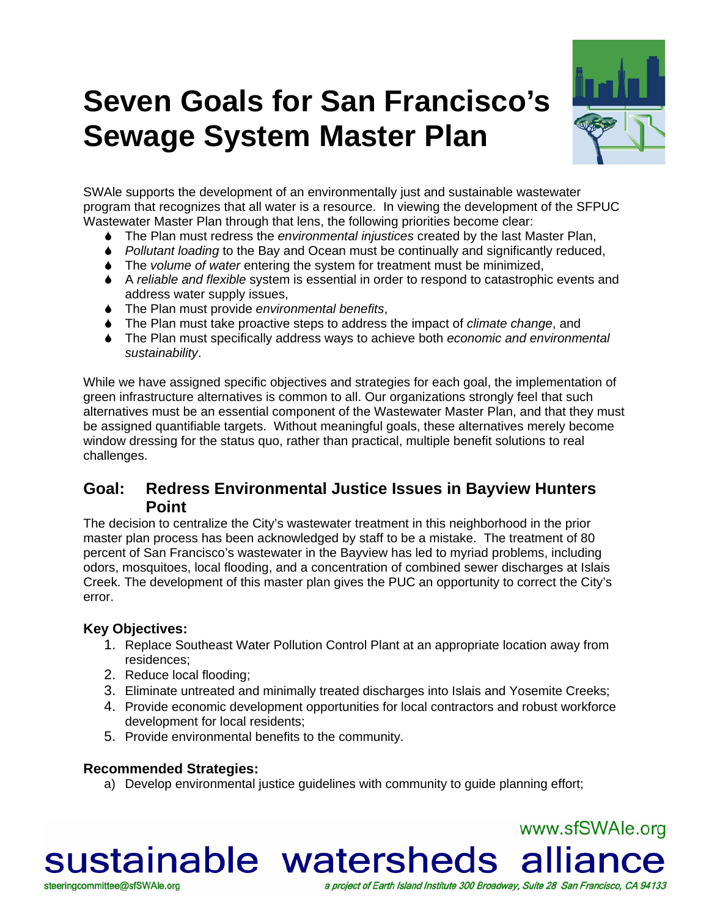# Seven Goals for San Francisco's Sewage System Master Plan

SWAle supports the development of an environmentally just and sustainable wastewater program that recognizes that all water is a resource. In viewing the development of the SFPUC Wastewater Master Plan through that lens, the following priorities become clear:

- The Plan must redress the *environmental injustices* created by the last Master Plan,
- *Pollutant loading* to the Bay and Ocean must be continually and significantly reduced,
- The *volume of water* entering the system for treatment must be minimized,
- A *reliable and flexible* system is essential in order to respond to catastrophic events and address water supply issues,
- The Plan must provide *environmental benefits*,
- The Plan must take proactive steps to address the impact of *climate change*, and
- The Plan must specifically address ways to achieve both *economic and environmental sustainability*.

While we have assigned specific objectives and strategies for each goal, the implementation of green infrastructure alternatives is common to all. Our organizations strongly feel that such alternatives must be an essential component of the Wastewater Master Plan, and that they must be assigned quantifiable targets. Without meaningful goals, these alternatives merely become window dressing for the status quo, rather than practical, multiple benefit solutions to real challenges.

## Goal: Redress Environmental Justice Issues in Bayview Hunters Point

The decision to centralize the City's wastewater treatment in this neighborhood in the prior master plan process has been acknowledged by staff to be a mistake. The treatment of 80 percent of San Francisco's wastewater in the Bayview has led to myriad problems, including odors, mosquitoes, local flooding, and a concentration of combined sewer discharges at Islais Creek. The development of this master plan gives the PUC an opportunity to correct the City's error.

### Key Objectives:

1. Replace Southeast Water Pollution Control Plant at an appropriate location away from residences;
2. Reduce local flooding;
3. Eliminate untreated and minimally treated discharges into Islais and Yosemite Creeks;
4. Provide economic development opportunities for local contractors and robust workforce development for local residents;
5. Provide environmental benefits to the community.

### Recommended Strategies:

a) Develop environmental justice guidelines with community to guide planning effort;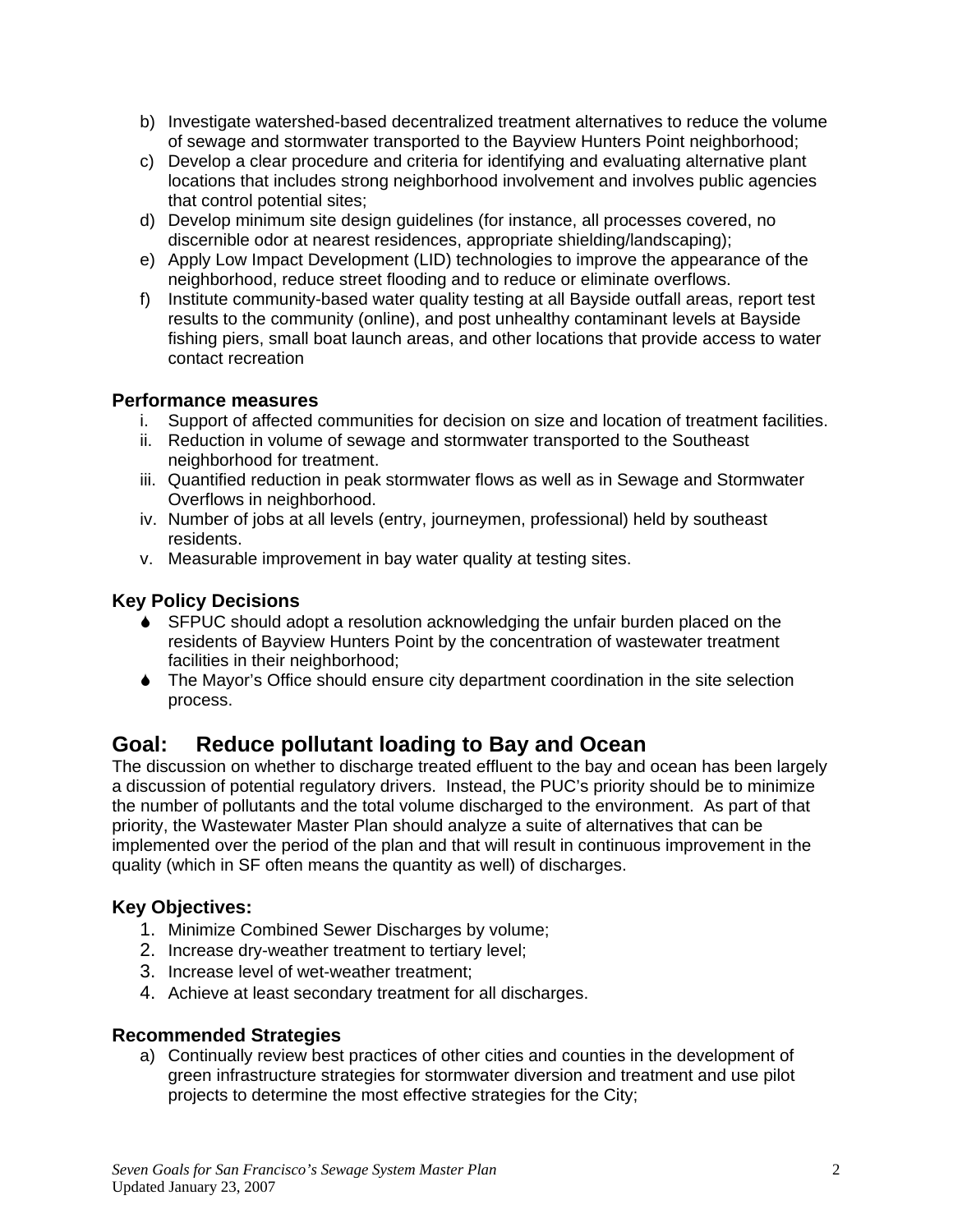b) Investigate watershed-based decentralized treatment alternatives to reduce the volume of sewage and stormwater transported to the Bayview Hunters Point neighborhood;
c) Develop a clear procedure and criteria for identifying and evaluating alternative plant locations that includes strong neighborhood involvement and involves public agencies that control potential sites;
d) Develop minimum site design guidelines (for instance, all processes covered, no discernible odor at nearest residences, appropriate shielding/landscaping);
e) Apply Low Impact Development (LID) technologies to improve the appearance of the neighborhood, reduce street flooding and to reduce or eliminate overflows.
f) Institute community-based water quality testing at all Bayside outfall areas, report test results to the community (online), and post unhealthy contaminant levels at Bayside fishing piers, small boat launch areas, and other locations that provide access to water contact recreation

### Performance measures

i. Support of affected communities for decision on size and location of treatment facilities.
ii. Reduction in volume of sewage and stormwater transported to the Southeast neighborhood for treatment.
iii. Quantified reduction in peak stormwater flows as well as in Sewage and Stormwater Overflows in neighborhood.
iv. Number of jobs at all levels (entry, journeymen, professional) held by southeast residents.
v. Measurable improvement in bay water quality at testing sites.

### Key Policy Decisions

- SFPUC should adopt a resolution acknowledging the unfair burden placed on the residents of Bayview Hunters Point by the concentration of wastewater treatment facilities in their neighborhood;
- The Mayor's Office should ensure city department coordination in the site selection process.

## Goal: Reduce pollutant loading to Bay and Ocean

The discussion on whether to discharge treated effluent to the bay and ocean has been largely a discussion of potential regulatory drivers. Instead, the PUC's priority should be to minimize the number of pollutants and the total volume discharged to the environment. As part of that priority, the Wastewater Master Plan should analyze a suite of alternatives that can be implemented over the period of the plan and that will result in continuous improvement in the quality (which in SF often means the quantity as well) of discharges.

### Key Objectives:

1. Minimize Combined Sewer Discharges by volume;
2. Increase dry-weather treatment to tertiary level;
3. Increase level of wet-weather treatment;
4. Achieve at least secondary treatment for all discharges.

### Recommended Strategies

a) Continually review best practices of other cities and counties in the development of green infrastructure strategies for stormwater diversion and treatment and use pilot projects to determine the most effective strategies for the City;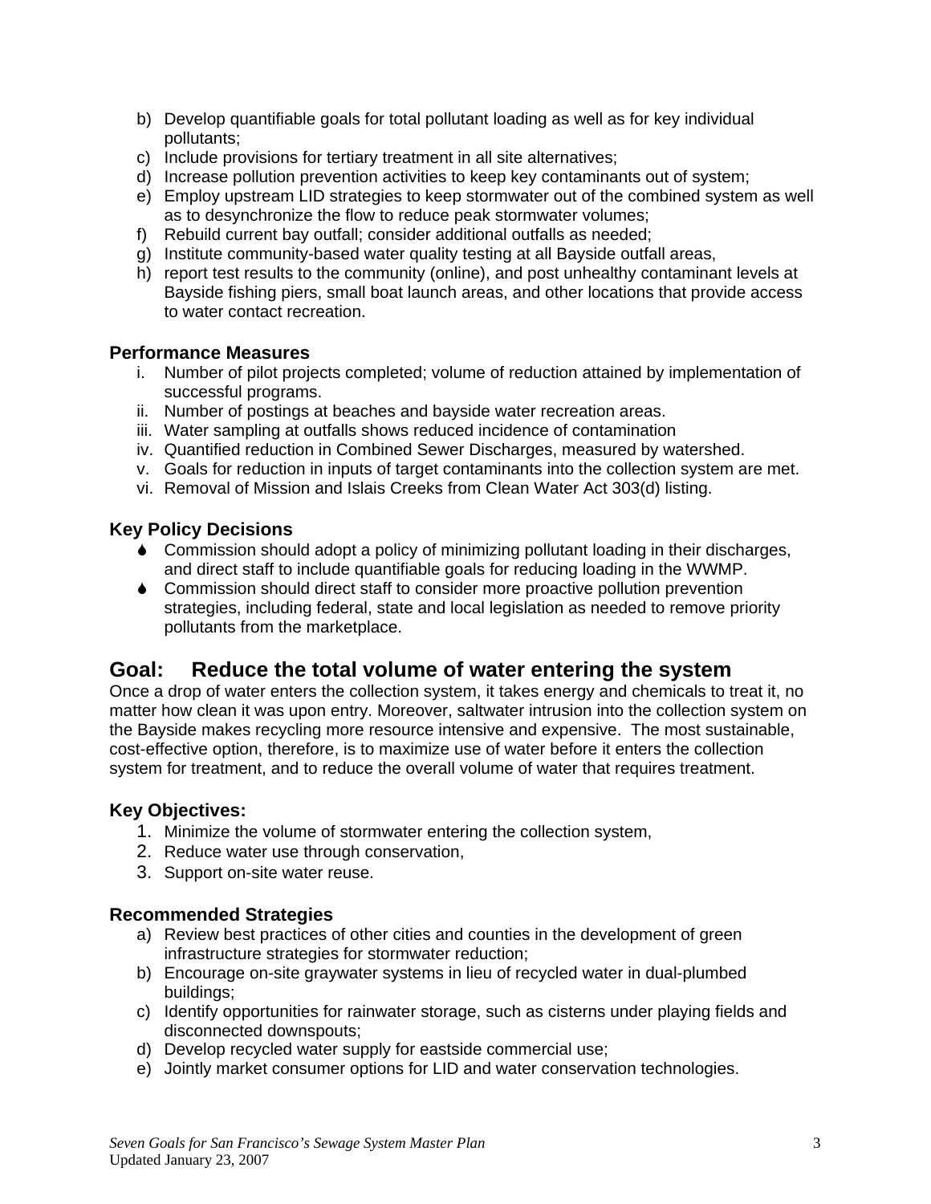b) Develop quantifiable goals for total pollutant loading as well as for key individual pollutants;
c) Include provisions for tertiary treatment in all site alternatives;
d) Increase pollution prevention activities to keep key contaminants out of system;
e) Employ upstream LID strategies to keep stormwater out of the combined system as well as to desynchronize the flow to reduce peak stormwater volumes;
f) Rebuild current bay outfall; consider additional outfalls as needed;
g) Institute community-based water quality testing at all Bayside outfall areas,
h) report test results to the community (online), and post unhealthy contaminant levels at Bayside fishing piers, small boat launch areas, and other locations that provide access to water contact recreation.

### Performance Measures

i. Number of pilot projects completed; volume of reduction attained by implementation of successful programs.
ii. Number of postings at beaches and bayside water recreation areas.
iii. Water sampling at outfalls shows reduced incidence of contamination
iv. Quantified reduction in Combined Sewer Discharges, measured by watershed.
v. Goals for reduction in inputs of target contaminants into the collection system are met.
vi. Removal of Mission and Islais Creeks from Clean Water Act 303(d) listing.

### Key Policy Decisions

- Commission should adopt a policy of minimizing pollutant loading in their discharges, and direct staff to include quantifiable goals for reducing loading in the WWMP.
- Commission should direct staff to consider more proactive pollution prevention strategies, including federal, state and local legislation as needed to remove priority pollutants from the marketplace.

## Goal: Reduce the total volume of water entering the system

Once a drop of water enters the collection system, it takes energy and chemicals to treat it, no matter how clean it was upon entry. Moreover, saltwater intrusion into the collection system on the Bayside makes recycling more resource intensive and expensive. The most sustainable, cost-effective option, therefore, is to maximize use of water before it enters the collection system for treatment, and to reduce the overall volume of water that requires treatment.

### Key Objectives:

1. Minimize the volume of stormwater entering the collection system,
2. Reduce water use through conservation,
3. Support on-site water reuse.

### Recommended Strategies

a) Review best practices of other cities and counties in the development of green infrastructure strategies for stormwater reduction;
b) Encourage on-site graywater systems in lieu of recycled water in dual-plumbed buildings;
c) Identify opportunities for rainwater storage, such as cisterns under playing fields and disconnected downspouts;
d) Develop recycled water supply for eastside commercial use;
e) Jointly market consumer options for LID and water conservation technologies.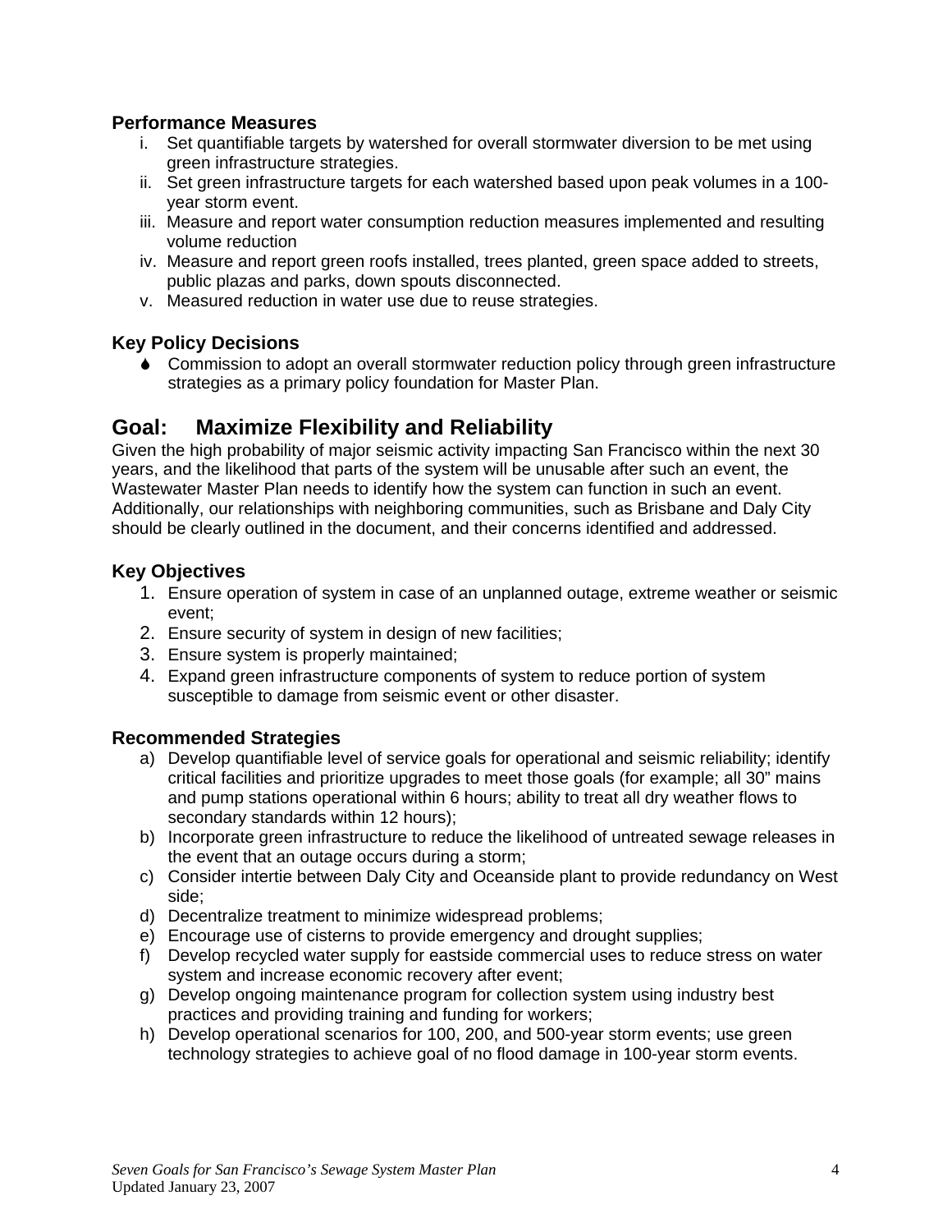### Performance Measures

i. Set quantifiable targets by watershed for overall stormwater diversion to be met using green infrastructure strategies.
ii. Set green infrastructure targets for each watershed based upon peak volumes in a 100-year storm event.
iii. Measure and report water consumption reduction measures implemented and resulting volume reduction
iv. Measure and report green roofs installed, trees planted, green space added to streets, public plazas and parks, down spouts disconnected.
v. Measured reduction in water use due to reuse strategies.

### Key Policy Decisions

- Commission to adopt an overall stormwater reduction policy through green infrastructure strategies as a primary policy foundation for Master Plan.

## Goal: Maximize Flexibility and Reliability

Given the high probability of major seismic activity impacting San Francisco within the next 30 years, and the likelihood that parts of the system will be unusable after such an event, the Wastewater Master Plan needs to identify how the system can function in such an event. Additionally, our relationships with neighboring communities, such as Brisbane and Daly City should be clearly outlined in the document, and their concerns identified and addressed.

### Key Objectives

1. Ensure operation of system in case of an unplanned outage, extreme weather or seismic event;
2. Ensure security of system in design of new facilities;
3. Ensure system is properly maintained;
4. Expand green infrastructure components of system to reduce portion of system susceptible to damage from seismic event or other disaster.

### Recommended Strategies

a) Develop quantifiable level of service goals for operational and seismic reliability; identify critical facilities and prioritize upgrades to meet those goals (for example; all 30" mains and pump stations operational within 6 hours; ability to treat all dry weather flows to secondary standards within 12 hours);
b) Incorporate green infrastructure to reduce the likelihood of untreated sewage releases in the event that an outage occurs during a storm;
c) Consider intertie between Daly City and Oceanside plant to provide redundancy on West side;
d) Decentralize treatment to minimize widespread problems;
e) Encourage use of cisterns to provide emergency and drought supplies;
f) Develop recycled water supply for eastside commercial uses to reduce stress on water system and increase economic recovery after event;
g) Develop ongoing maintenance program for collection system using industry best practices and providing training and funding for workers;
h) Develop operational scenarios for 100, 200, and 500-year storm events; use green technology strategies to achieve goal of no flood damage in 100-year storm events.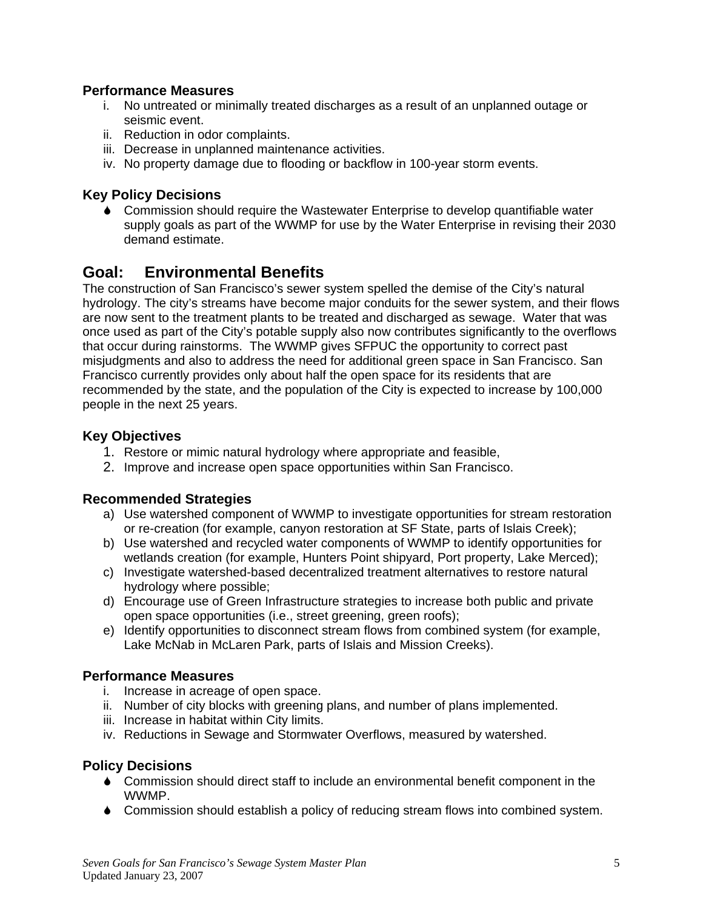### Performance Measures

i. No untreated or minimally treated discharges as a result of an unplanned outage or seismic event.
ii. Reduction in odor complaints.
iii. Decrease in unplanned maintenance activities.
iv. No property damage due to flooding or backflow in 100-year storm events.

### Key Policy Decisions

- Commission should require the Wastewater Enterprise to develop quantifiable water supply goals as part of the WWMP for use by the Water Enterprise in revising their 2030 demand estimate.

## Goal: Environmental Benefits

The construction of San Francisco's sewer system spelled the demise of the City's natural hydrology. The city's streams have become major conduits for the sewer system, and their flows are now sent to the treatment plants to be treated and discharged as sewage. Water that was once used as part of the City's potable supply also now contributes significantly to the overflows that occur during rainstorms. The WWMP gives SFPUC the opportunity to correct past misjudgments and also to address the need for additional green space in San Francisco. San Francisco currently provides only about half the open space for its residents that are recommended by the state, and the population of the City is expected to increase by 100,000 people in the next 25 years.

### Key Objectives

1. Restore or mimic natural hydrology where appropriate and feasible,
2. Improve and increase open space opportunities within San Francisco.

### Recommended Strategies

a) Use watershed component of WWMP to investigate opportunities for stream restoration or re-creation (for example, canyon restoration at SF State, parts of Islais Creek);
b) Use watershed and recycled water components of WWMP to identify opportunities for wetlands creation (for example, Hunters Point shipyard, Port property, Lake Merced);
c) Investigate watershed-based decentralized treatment alternatives to restore natural hydrology where possible;
d) Encourage use of Green Infrastructure strategies to increase both public and private open space opportunities (i.e., street greening, green roofs);
e) Identify opportunities to disconnect stream flows from combined system (for example, Lake McNab in McLaren Park, parts of Islais and Mission Creeks).

### Performance Measures

i. Increase in acreage of open space.
ii. Number of city blocks with greening plans, and number of plans implemented.
iii. Increase in habitat within City limits.
iv. Reductions in Sewage and Stormwater Overflows, measured by watershed.

### Policy Decisions

- Commission should direct staff to include an environmental benefit component in the WWMP.
- Commission should establish a policy of reducing stream flows into combined system.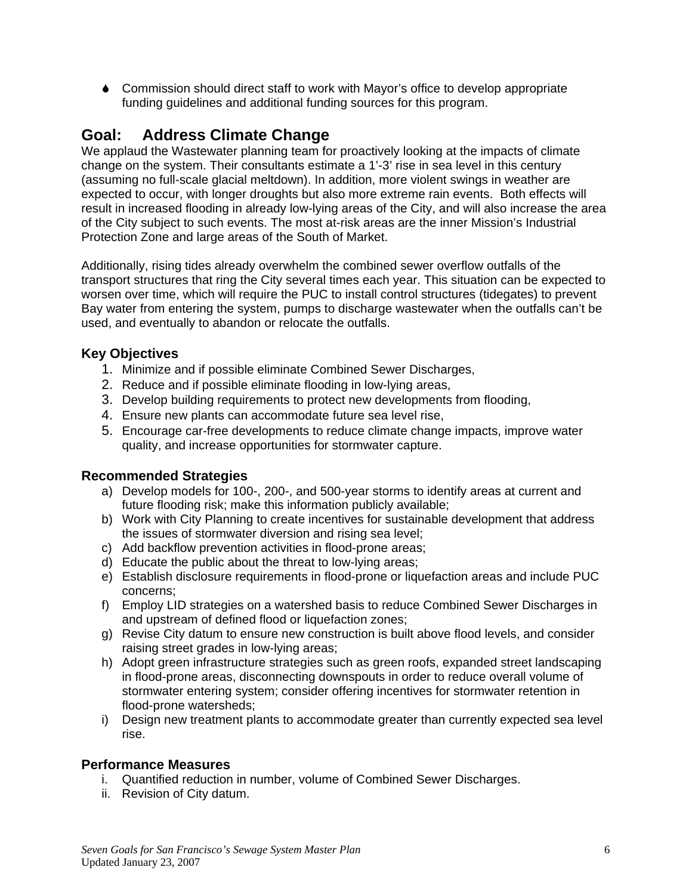- Commission should direct staff to work with Mayor's office to develop appropriate funding guidelines and additional funding sources for this program.

## Goal: Address Climate Change

We applaud the Wastewater planning team for proactively looking at the impacts of climate change on the system. Their consultants estimate a 1'-3' rise in sea level in this century (assuming no full-scale glacial meltdown). In addition, more violent swings in weather are expected to occur, with longer droughts but also more extreme rain events. Both effects will result in increased flooding in already low-lying areas of the City, and will also increase the area of the City subject to such events. The most at-risk areas are the inner Mission's Industrial Protection Zone and large areas of the South of Market.

Additionally, rising tides already overwhelm the combined sewer overflow outfalls of the transport structures that ring the City several times each year. This situation can be expected to worsen over time, which will require the PUC to install control structures (tidegates) to prevent Bay water from entering the system, pumps to discharge wastewater when the outfalls can't be used, and eventually to abandon or relocate the outfalls.

### Key Objectives

1. Minimize and if possible eliminate Combined Sewer Discharges,
2. Reduce and if possible eliminate flooding in low-lying areas,
3. Develop building requirements to protect new developments from flooding,
4. Ensure new plants can accommodate future sea level rise,
5. Encourage car-free developments to reduce climate change impacts, improve water quality, and increase opportunities for stormwater capture.

### Recommended Strategies

a) Develop models for 100-, 200-, and 500-year storms to identify areas at current and future flooding risk; make this information publicly available;
b) Work with City Planning to create incentives for sustainable development that address the issues of stormwater diversion and rising sea level;
c) Add backflow prevention activities in flood-prone areas;
d) Educate the public about the threat to low-lying areas;
e) Establish disclosure requirements in flood-prone or liquefaction areas and include PUC concerns;
f) Employ LID strategies on a watershed basis to reduce Combined Sewer Discharges in and upstream of defined flood or liquefaction zones;
g) Revise City datum to ensure new construction is built above flood levels, and consider raising street grades in low-lying areas;
h) Adopt green infrastructure strategies such as green roofs, expanded street landscaping in flood-prone areas, disconnecting downspouts in order to reduce overall volume of stormwater entering system; consider offering incentives for stormwater retention in flood-prone watersheds;
i) Design new treatment plants to accommodate greater than currently expected sea level rise.

### Performance Measures

i. Quantified reduction in number, volume of Combined Sewer Discharges.
ii. Revision of City datum.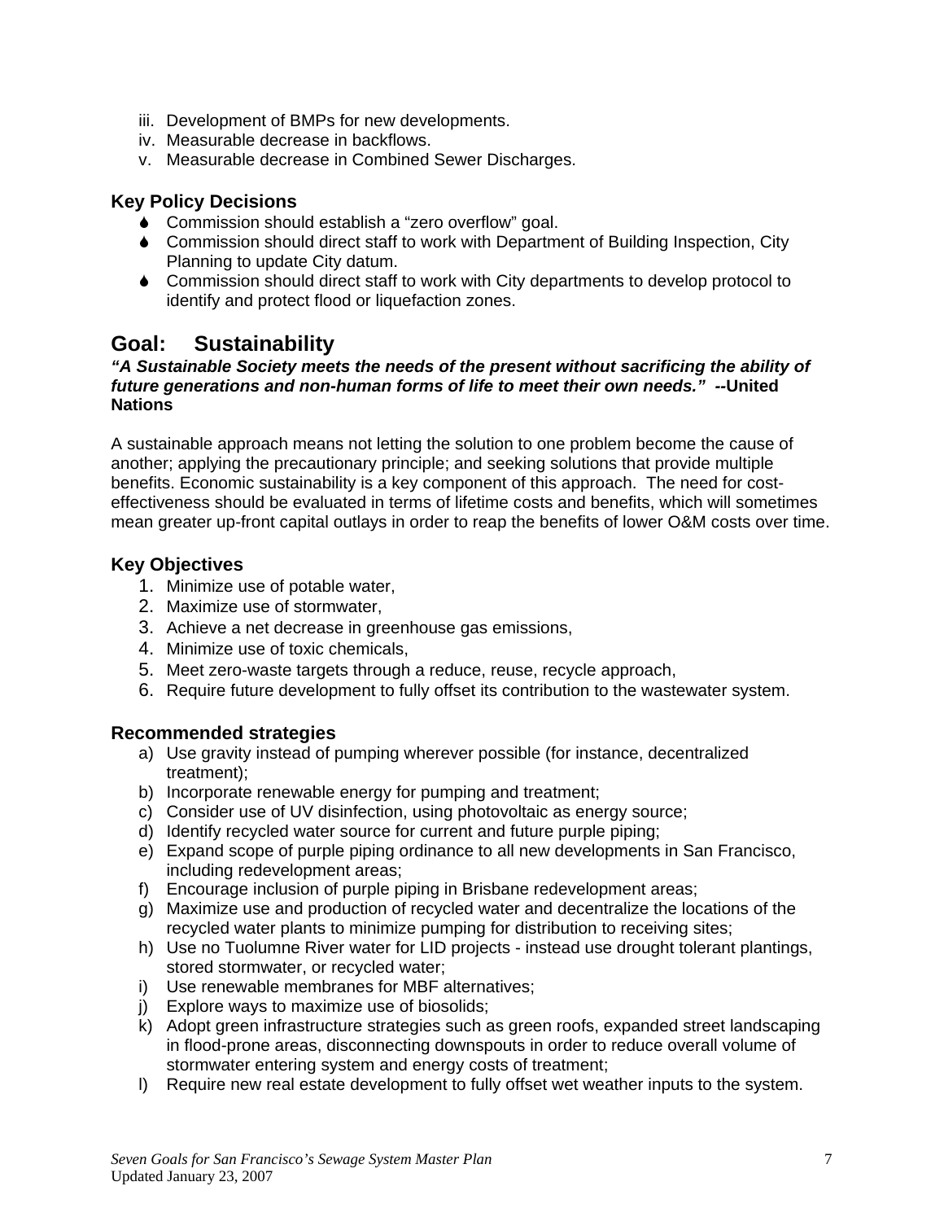iii. Development of BMPs for new developments.
iv. Measurable decrease in backflows.
v. Measurable decrease in Combined Sewer Discharges.

### Key Policy Decisions

- Commission should establish a "zero overflow" goal.
- Commission should direct staff to work with Department of Building Inspection, City Planning to update City datum.
- Commission should direct staff to work with City departments to develop protocol to identify and protect flood or liquefaction zones.

## Goal: Sustainability

***"A Sustainable Society meets the needs of the present without sacrificing the ability of future generations and non-human forms of life to meet their own needs."*** **--United Nations**

A sustainable approach means not letting the solution to one problem become the cause of another; applying the precautionary principle; and seeking solutions that provide multiple benefits. Economic sustainability is a key component of this approach. The need for cost-effectiveness should be evaluated in terms of lifetime costs and benefits, which will sometimes mean greater up-front capital outlays in order to reap the benefits of lower O&M costs over time.

### Key Objectives

1. Minimize use of potable water,
2. Maximize use of stormwater,
3. Achieve a net decrease in greenhouse gas emissions,
4. Minimize use of toxic chemicals,
5. Meet zero-waste targets through a reduce, reuse, recycle approach,
6. Require future development to fully offset its contribution to the wastewater system.

### Recommended strategies

a) Use gravity instead of pumping wherever possible (for instance, decentralized treatment);
b) Incorporate renewable energy for pumping and treatment;
c) Consider use of UV disinfection, using photovoltaic as energy source;
d) Identify recycled water source for current and future purple piping;
e) Expand scope of purple piping ordinance to all new developments in San Francisco, including redevelopment areas;
f) Encourage inclusion of purple piping in Brisbane redevelopment areas;
g) Maximize use and production of recycled water and decentralize the locations of the recycled water plants to minimize pumping for distribution to receiving sites;
h) Use no Tuolumne River water for LID projects - instead use drought tolerant plantings, stored stormwater, or recycled water;
i) Use renewable membranes for MBF alternatives;
j) Explore ways to maximize use of biosolids;
k) Adopt green infrastructure strategies such as green roofs, expanded street landscaping in flood-prone areas, disconnecting downspouts in order to reduce overall volume of stormwater entering system and energy costs of treatment;
l) Require new real estate development to fully offset wet weather inputs to the system.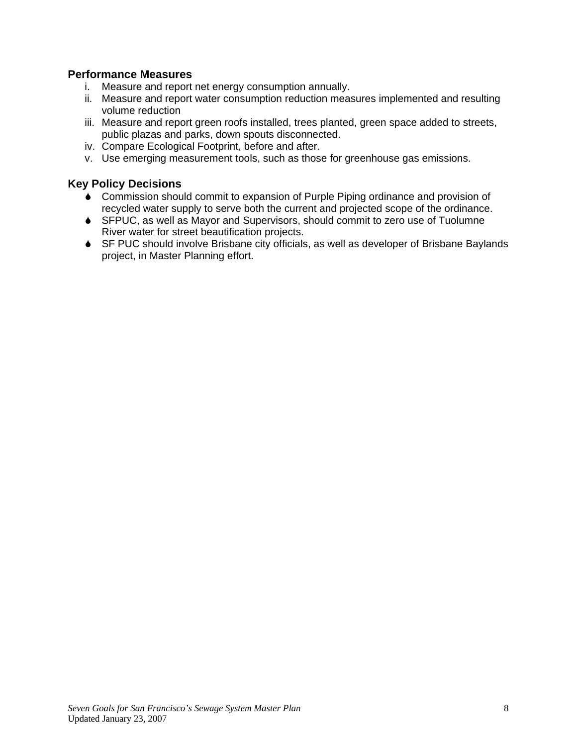**Performance Measures**

i. Measure and report net energy consumption annually.
ii. Measure and report water consumption reduction measures implemented and resulting volume reduction
iii. Measure and report green roofs installed, trees planted, green space added to streets, public plazas and parks, down spouts disconnected.
iv. Compare Ecological Footprint, before and after.
v. Use emerging measurement tools, such as those for greenhouse gas emissions.

**Key Policy Decisions**

- Commission should commit to expansion of Purple Piping ordinance and provision of recycled water supply to serve both the current and projected scope of the ordinance.
- SFPUC, as well as Mayor and Supervisors, should commit to zero use of Tuolumne River water for street beautification projects.
- SF PUC should involve Brisbane city officials, as well as developer of Brisbane Baylands project, in Master Planning effort.